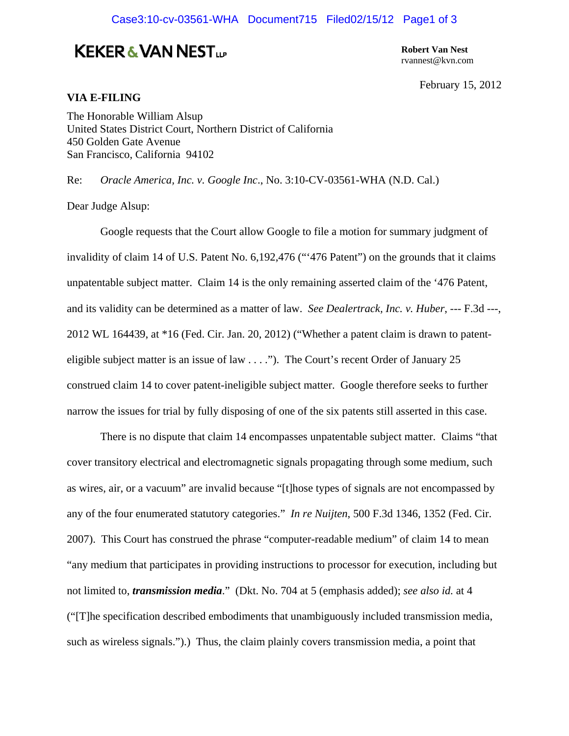**KEKER & VAN NEST LLP**

**Robert Van Nest**
rvannest@kvn.com

February 15, 2012

**VIA E-FILING**

The Honorable William Alsup
United States District Court, Northern District of California
450 Golden Gate Avenue
San Francisco, California 94102

Re: *Oracle America, Inc. v. Google Inc*., No. 3:10-CV-03561-WHA (N.D. Cal.)

Dear Judge Alsup:

Google requests that the Court allow Google to file a motion for summary judgment of invalidity of claim 14 of U.S. Patent No. 6,192,476 ("'476 Patent") on the grounds that it claims unpatentable subject matter. Claim 14 is the only remaining asserted claim of the '476 Patent, and its validity can be determined as a matter of law. *See Dealertrack, Inc. v. Huber*, --- F.3d ---, 2012 WL 164439, at *16 (Fed. Cir. Jan. 20, 2012) ("Whether a patent claim is drawn to patent-eligible subject matter is an issue of law . . . ."). The Court's recent Order of January 25 construed claim 14 to cover patent-ineligible subject matter. Google therefore seeks to further narrow the issues for trial by fully disposing of one of the six patents still asserted in this case.

There is no dispute that claim 14 encompasses unpatentable subject matter. Claims "that cover transitory electrical and electromagnetic signals propagating through some medium, such as wires, air, or a vacuum" are invalid because "[t]hose types of signals are not encompassed by any of the four enumerated statutory categories." *In re Nuijten*, 500 F.3d 1346, 1352 (Fed. Cir. 2007). This Court has construed the phrase "computer-readable medium" of claim 14 to mean "any medium that participates in providing instructions to processor for execution, including but not limited to, ***transmission media***." (Dkt. No. 704 at 5 (emphasis added); *see also id.* at 4 ("[T]he specification described embodiments that unambiguously included transmission media, such as wireless signals.").) Thus, the claim plainly covers transmission media, a point that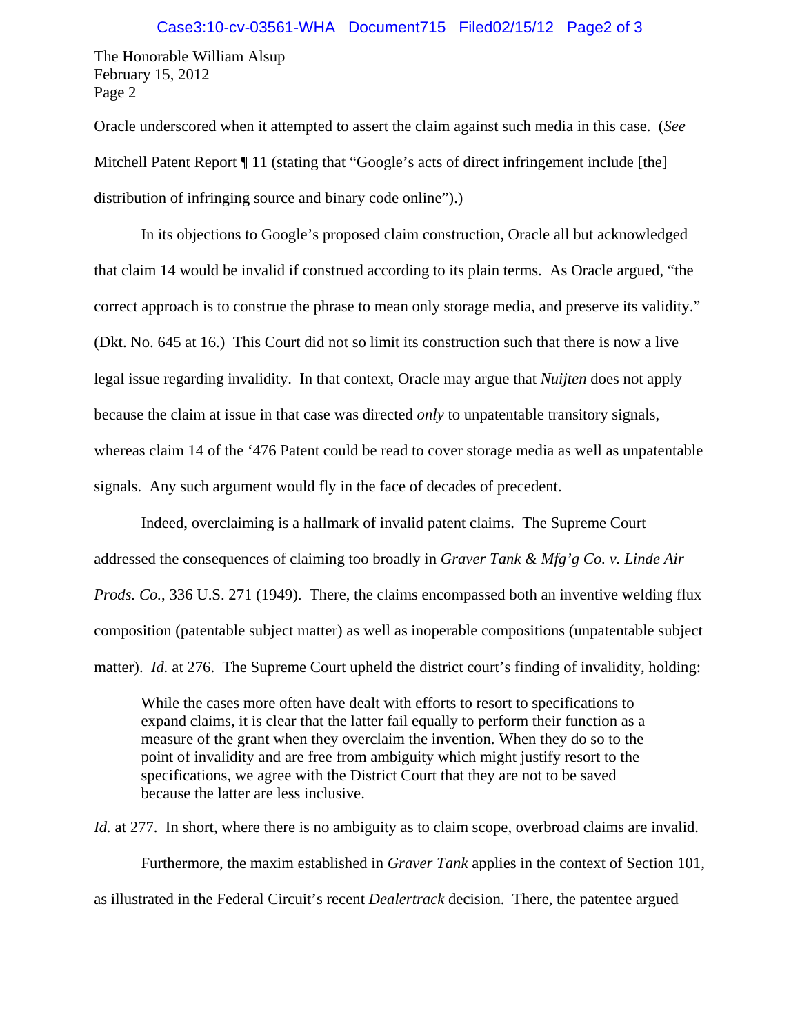Oracle underscored when it attempted to assert the claim against such media in this case. (*See* Mitchell Patent Report ¶ 11 (stating that "Google's acts of direct infringement include [the] distribution of infringing source and binary code online").)

In its objections to Google's proposed claim construction, Oracle all but acknowledged that claim 14 would be invalid if construed according to its plain terms. As Oracle argued, "the correct approach is to construe the phrase to mean only storage media, and preserve its validity." (Dkt. No. 645 at 16.) This Court did not so limit its construction such that there is now a live legal issue regarding invalidity. In that context, Oracle may argue that *Nuijten* does not apply because the claim at issue in that case was directed *only* to unpatentable transitory signals, whereas claim 14 of the '476 Patent could be read to cover storage media as well as unpatentable signals. Any such argument would fly in the face of decades of precedent.

Indeed, overclaiming is a hallmark of invalid patent claims. The Supreme Court addressed the consequences of claiming too broadly in *Graver Tank & Mfg'g Co. v. Linde Air Prods. Co.*, 336 U.S. 271 (1949). There, the claims encompassed both an inventive welding flux composition (patentable subject matter) as well as inoperable compositions (unpatentable subject matter). *Id.* at 276. The Supreme Court upheld the district court's finding of invalidity, holding:

> While the cases more often have dealt with efforts to resort to specifications to expand claims, it is clear that the latter fail equally to perform their function as a measure of the grant when they overclaim the invention. When they do so to the point of invalidity and are free from ambiguity which might justify resort to the specifications, we agree with the District Court that they are not to be saved because the latter are less inclusive.

*Id.* at 277. In short, where there is no ambiguity as to claim scope, overbroad claims are invalid.

Furthermore, the maxim established in *Graver Tank* applies in the context of Section 101, as illustrated in the Federal Circuit's recent *Dealertrack* decision. There, the patentee argued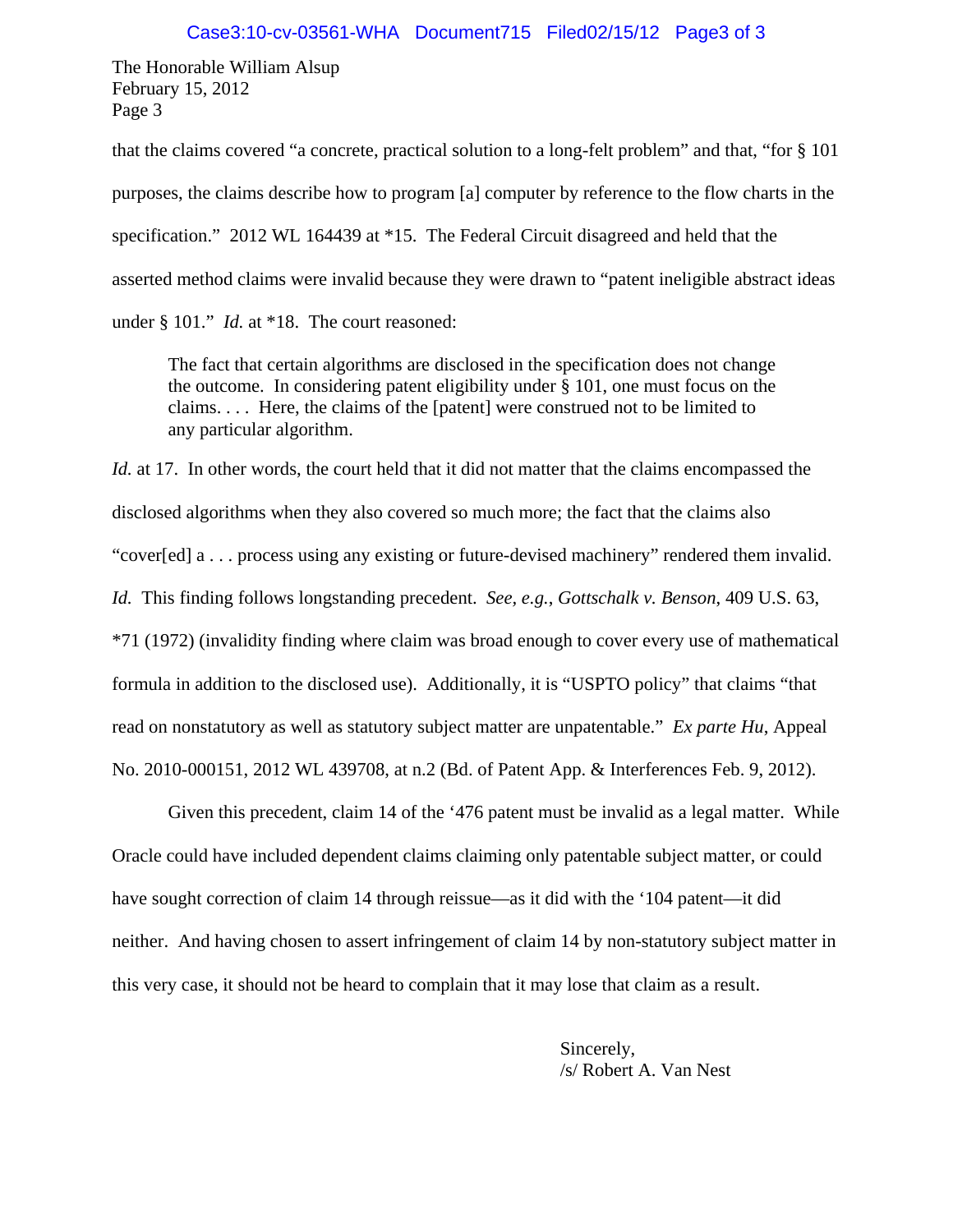that the claims covered "a concrete, practical solution to a long-felt problem" and that, "for § 101 purposes, the claims describe how to program [a] computer by reference to the flow charts in the specification." 2012 WL 164439 at *15. The Federal Circuit disagreed and held that the asserted method claims were invalid because they were drawn to "patent ineligible abstract ideas under § 101." *Id.* at *18. The court reasoned:

> The fact that certain algorithms are disclosed in the specification does not change the outcome. In considering patent eligibility under § 101, one must focus on the claims. . . . Here, the claims of the [patent] were construed not to be limited to any particular algorithm.

*Id.* at 17. In other words, the court held that it did not matter that the claims encompassed the disclosed algorithms when they also covered so much more; the fact that the claims also "cover[ed] a . . . process using any existing or future-devised machinery" rendered them invalid. *Id.* This finding follows longstanding precedent. *See, e.g.*, *Gottschalk v. Benson*, 409 U.S. 63, *71 (1972) (invalidity finding where claim was broad enough to cover every use of mathematical formula in addition to the disclosed use). Additionally, it is "USPTO policy" that claims "that read on nonstatutory as well as statutory subject matter are unpatentable." *Ex parte Hu*, Appeal No. 2010-000151, 2012 WL 439708, at n.2 (Bd. of Patent App. & Interferences Feb. 9, 2012).

Given this precedent, claim 14 of the '476 patent must be invalid as a legal matter. While Oracle could have included dependent claims claiming only patentable subject matter, or could have sought correction of claim 14 through reissue—as it did with the '104 patent—it did neither. And having chosen to assert infringement of claim 14 by non-statutory subject matter in this very case, it should not be heard to complain that it may lose that claim as a result.

Sincerely,
/s/ Robert A. Van Nest